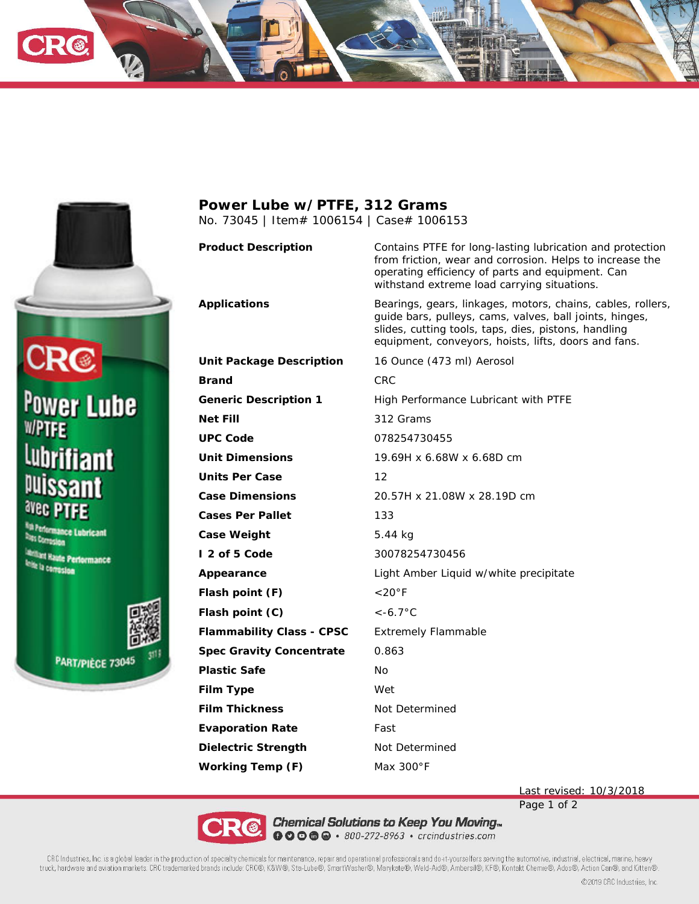# Power Lube w/ PTFE, 312 Grams

No. 73045 | Item# 1006154 | Case# 1006153

| | |
|---|---|
| **Product Description** | Contains PTFE for long-lasting lubrication and protection from friction, wear and corrosion. Helps to increase the operating efficiency of parts and equipment. Can withstand extreme load carrying situations. |
| **Applications** | Bearings, gears, linkages, motors, chains, cables, rollers, guide bars, pulleys, cams, valves, ball joints, hinges, slides, cutting tools, taps, dies, pistons, handling equipment, conveyors, hoists, lifts, doors and fans. |
| **Unit Package Description** | 16 Ounce (473 ml) Aerosol |
| **Brand** | CRC |
| **Generic Description 1** | High Performance Lubricant with PTFE |
| **Net Fill** | 312 Grams |
| **UPC Code** | 078254730455 |
| **Unit Dimensions** | 19.69H x 6.68W x 6.68D cm |
| **Units Per Case** | 12 |
| **Case Dimensions** | 20.57H x 21.08W x 28.19D cm |
| **Cases Per Pallet** | 133 |
| **Case Weight** | 5.44 kg |
| **I 2 of 5 Code** | 30078254730456 |
| **Appearance** | Light Amber Liquid w/white precipitate |
| **Flash point (F)** | <20°F |
| **Flash point (C)** | <-6.7°C |
| **Flammability Class - CPSC** | Extremely Flammable |
| **Spec Gravity Concentrate** | 0.863 |
| **Plastic Safe** | No |
| **Film Type** | Wet |
| **Film Thickness** | Not Determined |
| **Evaporation Rate** | Fast |
| **Dielectric Strength** | Not Determined |
| **Working Temp (F)** | Max 300°F |

Last revised: 10/3/2018

*Chemical Solutions to Keep You Moving™* • 800-272-8963 • crcindustries.com

CRC Industries, Inc. is a global leader in the production of specialty chemicals for maintenance, repair and operational professionals and do-it-yourselfers serving the automotive, industrial, electrical, marine, heavy truck, hardware and aviation markets. CRC trademarked brands include: CRC®, K&W®, Sta-Lube®, SmartWasher®, Marykate®, Weld-Aid®, Ambersil®, KF®, Kontakt Chemie®, Ados®, Action Can®, and Kitten®.

©2019 CRC Industries, Inc.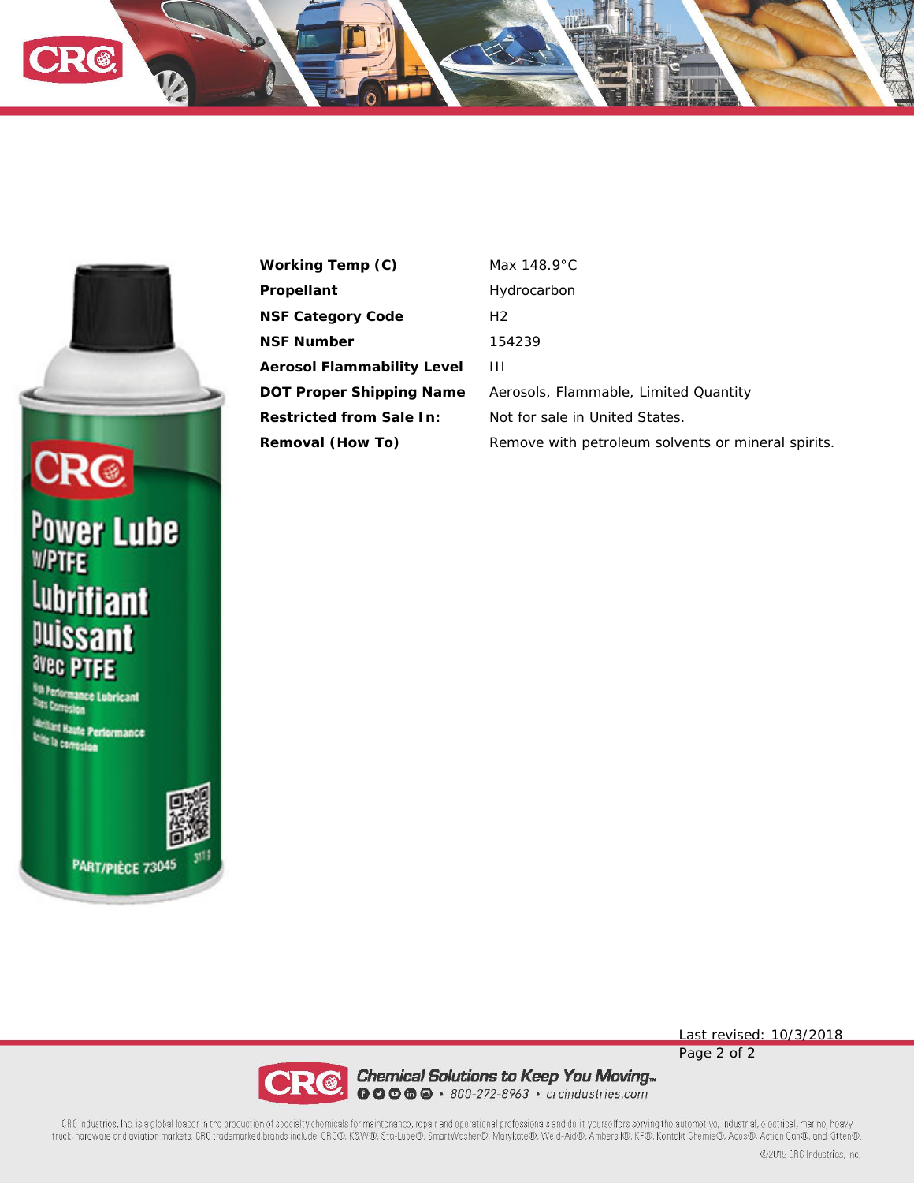| | |
|---|---|
| **Working Temp (C)** | Max 148.9°C |
| **Propellant** | Hydrocarbon |
| **NSF Category Code** | H2 |
| **NSF Number** | 154239 |
| **Aerosol Flammability Level** | III |
| **DOT Proper Shipping Name** | Aerosols, Flammable, Limited Quantity |
| **Restricted from Sale In:** | Not for sale in United States. |
| **Removal (How To)** | Remove with petroleum solvents or mineral spirits. |

Last revised: 10/3/2018

*Chemical Solutions to Keep You Moving*™ • 800-272-8963 • crcindustries.com

CRC Industries, Inc. is a global leader in the production of specialty chemicals for maintenance, repair and operational professionals and do-it-yourselfers serving the automotive, industrial, electrical, marine, heavy truck, hardware and aviation markets. CRC trademarked brands include: CRC®, K&W®, Sta-Lube®, SmartWasher®, Marykate®, Weld-Aid®, Ambersil®, KF®, Kontakt Chemie®, Ados®, Action Can®, and Kitten®.

©2019 CRC Industries, Inc.